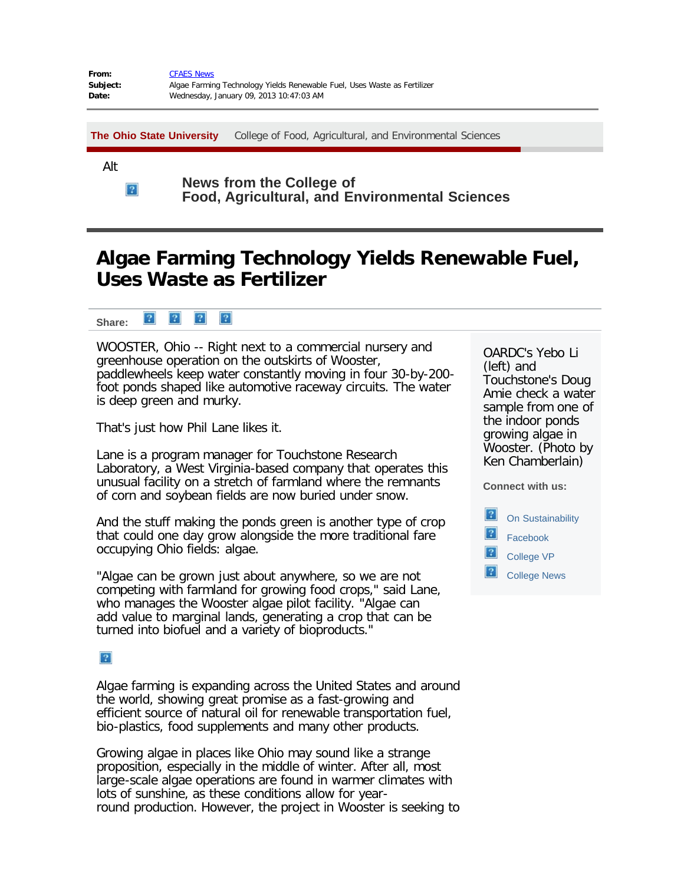**From:** CFAES News
**Subject:** Algae Farming Technology Yields Renewable Fuel, Uses Waste as Fertilizer
**Date:** Wednesday, January 09, 2013 10:47:03 AM

**The Ohio State University** College of Food, Agricultural, and Environmental Sciences

Alt

**News from the College of Food, Agricultural, and Environmental Sciences**

# Algae Farming Technology Yields Renewable Fuel, Uses Waste as Fertilizer

**Share:**

WOOSTER, Ohio -- Right next to a commercial nursery and greenhouse operation on the outskirts of Wooster, paddlewheels keep water constantly moving in four 30-by-200-foot ponds shaped like automotive raceway circuits. The water is deep green and murky.

That's just how Phil Lane likes it.

Lane is a program manager for Touchstone Research Laboratory, a West Virginia-based company that operates this unusual facility on a stretch of farmland where the remnants of corn and soybean fields are now buried under snow.

And the stuff making the ponds green is another type of crop that could one day grow alongside the more traditional fare occupying Ohio fields: algae.

"Algae can be grown just about anywhere, so we are not competing with farmland for growing food crops," said Lane, who manages the Wooster algae pilot facility. "Algae can add value to marginal lands, generating a crop that can be turned into biofuel and a variety of bioproducts."

Algae farming is expanding across the United States and around the world, showing great promise as a fast-growing and efficient source of natural oil for renewable transportation fuel, bio-plastics, food supplements and many other products.

Growing algae in places like Ohio may sound like a strange proposition, especially in the middle of winter. After all, most large-scale algae operations are found in warmer climates with lots of sunshine, as these conditions allow for year-round production. However, the project in Wooster is seeking to

OARDC's Yebo Li (left) and Touchstone's Doug Amie check a water sample from one of the indoor ponds growing algae in Wooster. (Photo by Ken Chamberlain)

**Connect with us:**

- On Sustainability
- Facebook
- College VP
- College News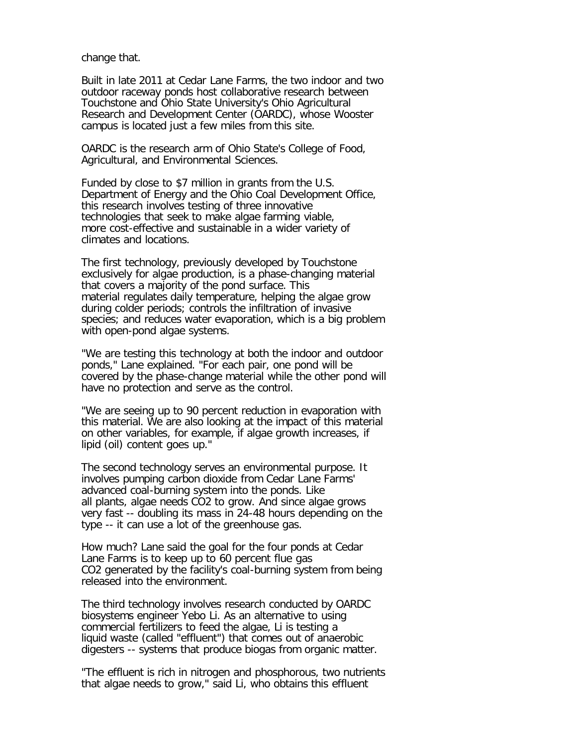change that.

Built in late 2011 at Cedar Lane Farms, the two indoor and two outdoor raceway ponds host collaborative research between Touchstone and Ohio State University's Ohio Agricultural Research and Development Center (OARDC), whose Wooster campus is located just a few miles from this site.

OARDC is the research arm of Ohio State's College of Food, Agricultural, and Environmental Sciences.

Funded by close to $7 million in grants from the U.S. Department of Energy and the Ohio Coal Development Office, this research involves testing of three innovative technologies that seek to make algae farming viable, more cost-effective and sustainable in a wider variety of climates and locations.

The first technology, previously developed by Touchstone exclusively for algae production, is a phase-changing material that covers a majority of the pond surface. This material regulates daily temperature, helping the algae grow during colder periods; controls the infiltration of invasive species; and reduces water evaporation, which is a big problem with open-pond algae systems.

"We are testing this technology at both the indoor and outdoor ponds," Lane explained. "For each pair, one pond will be covered by the phase-change material while the other pond will have no protection and serve as the control.

"We are seeing up to 90 percent reduction in evaporation with this material. We are also looking at the impact of this material on other variables, for example, if algae growth increases, if lipid (oil) content goes up."

The second technology serves an environmental purpose. It involves pumping carbon dioxide from Cedar Lane Farms' advanced coal-burning system into the ponds. Like all plants, algae needs $CO_2$ to grow. And since algae grows very fast -- doubling its mass in 24-48 hours depending on the type -- it can use a lot of the greenhouse gas.

How much? Lane said the goal for the four ponds at Cedar Lane Farms is to keep up to 60 percent flue gas $CO_2$ generated by the facility's coal-burning system from being released into the environment.

The third technology involves research conducted by OARDC biosystems engineer Yebo Li. As an alternative to using commercial fertilizers to feed the algae, Li is testing a liquid waste (called "effluent") that comes out of anaerobic digesters -- systems that produce biogas from organic matter.

"The effluent is rich in nitrogen and phosphorous, two nutrients that algae needs to grow," said Li, who obtains this effluent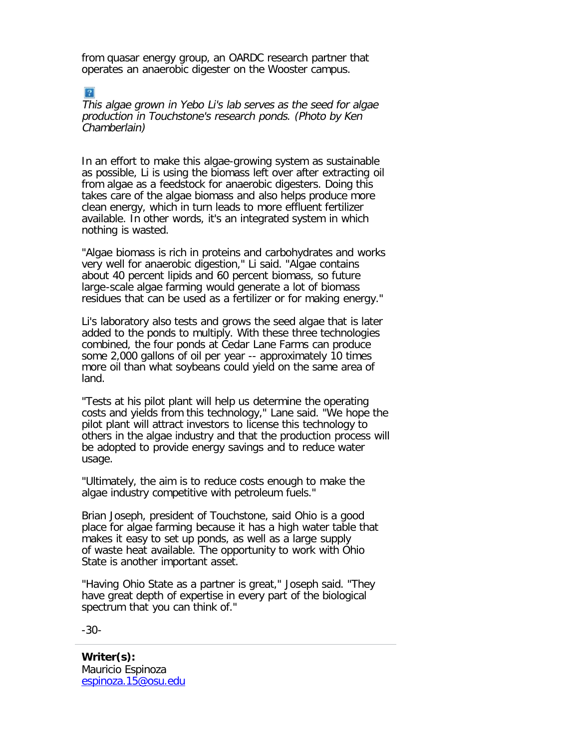from quasar energy group, an OARDC research partner that operates an anaerobic digester on the Wooster campus.

*This algae grown in Yebo Li's lab serves as the seed for algae production in Touchstone's research ponds. (Photo by Ken Chamberlain)*

In an effort to make this algae-growing system as sustainable as possible, Li is using the biomass left over after extracting oil from algae as a feedstock for anaerobic digesters. Doing this takes care of the algae biomass and also helps produce more clean energy, which in turn leads to more effluent fertilizer available. In other words, it's an integrated system in which nothing is wasted.

"Algae biomass is rich in proteins and carbohydrates and works very well for anaerobic digestion," Li said. "Algae contains about 40 percent lipids and 60 percent biomass, so future large-scale algae farming would generate a lot of biomass residues that can be used as a fertilizer or for making energy."

Li's laboratory also tests and grows the seed algae that is later added to the ponds to multiply. With these three technologies combined, the four ponds at Cedar Lane Farms can produce some 2,000 gallons of oil per year -- approximately 10 times more oil than what soybeans could yield on the same area of land.

"Tests at his pilot plant will help us determine the operating costs and yields from this technology," Lane said. "We hope the pilot plant will attract investors to license this technology to others in the algae industry and that the production process will be adopted to provide energy savings and to reduce water usage.

"Ultimately, the aim is to reduce costs enough to make the algae industry competitive with petroleum fuels."

Brian Joseph, president of Touchstone, said Ohio is a good place for algae farming because it has a high water table that makes it easy to set up ponds, as well as a large supply of waste heat available. The opportunity to work with Ohio State is another important asset.

"Having Ohio State as a partner is great," Joseph said. "They have great depth of expertise in every part of the biological spectrum that you can think of."

-30-

---

**Writer(s):**
Mauricio Espinoza
espinoza.15@osu.edu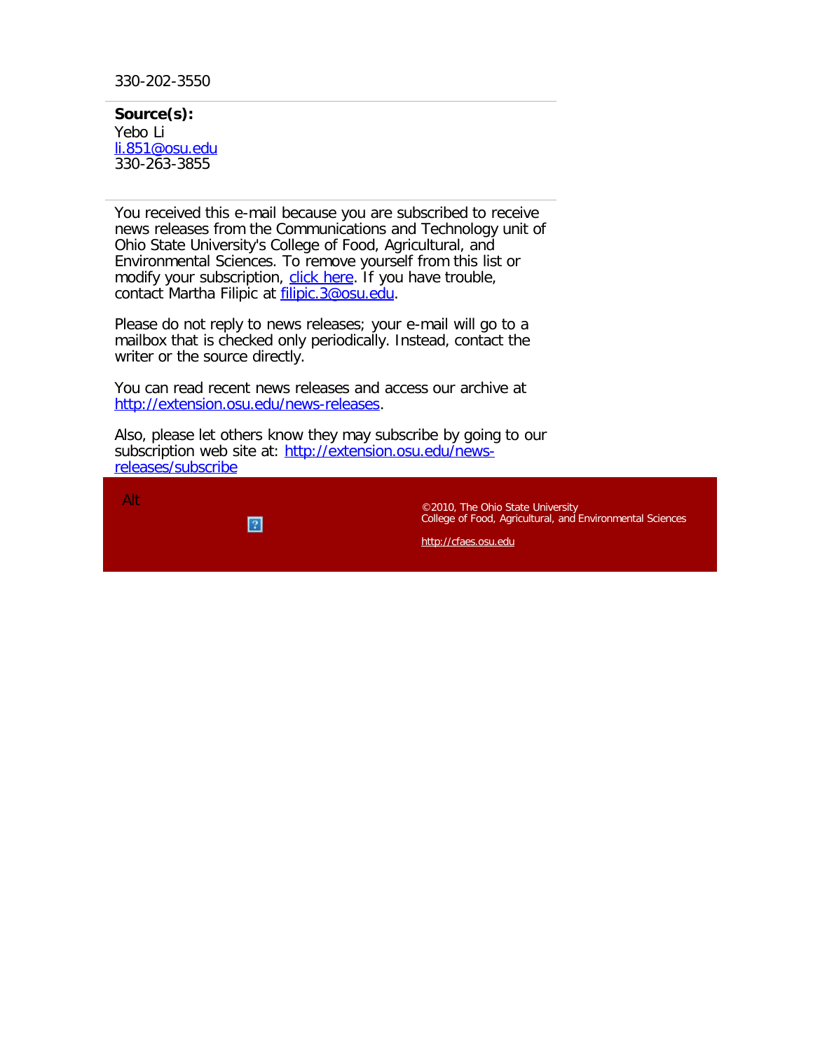330-202-3550

---

**Source(s):**
Yebo Li
li.851@osu.edu
330-263-3855

---

You received this e-mail because you are subscribed to receive news releases from the Communications and Technology unit of Ohio State University's College of Food, Agricultural, and Environmental Sciences. To remove yourself from this list or modify your subscription, click here. If you have trouble, contact Martha Filipic at filipic.3@osu.edu.

Please do not reply to news releases; your e-mail will go to a mailbox that is checked only periodically. Instead, contact the writer or the source directly.

You can read recent news releases and access our archive at http://extension.osu.edu/news-releases.

Also, please let others know they may subscribe by going to our subscription web site at: http://extension.osu.edu/news-releases/subscribe

Alt

©2010, The Ohio State University
College of Food, Agricultural, and Environmental Sciences

http://cfaes.osu.edu